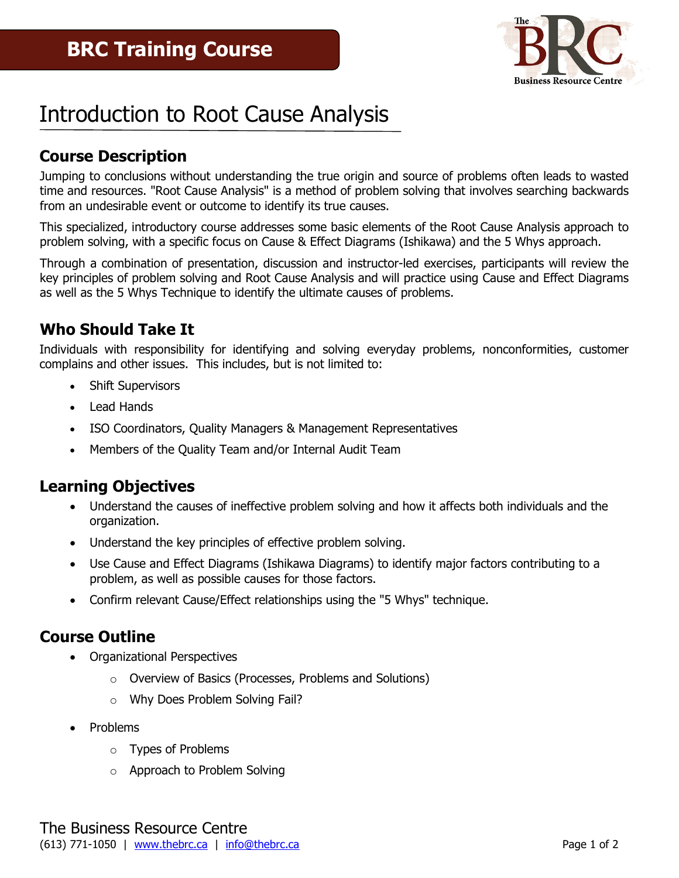BRC Training Course

# Introduction to Root Cause Analysis

## Course Description

Jumping to conclusions without understanding the true origin and source of problems often leads to wasted time and resources. "Root Cause Analysis" is a method of problem solving that involves searching backwards from an undesirable event or outcome to identify its true causes.

This specialized, introductory course addresses some basic elements of the Root Cause Analysis approach to problem solving, with a specific focus on Cause & Effect Diagrams (Ishikawa) and the 5 Whys approach.

Through a combination of presentation, discussion and instructor-led exercises, participants will review the key principles of problem solving and Root Cause Analysis and will practice using Cause and Effect Diagrams as well as the 5 Whys Technique to identify the ultimate causes of problems.

## Who Should Take It

Individuals with responsibility for identifying and solving everyday problems, nonconformities, customer complains and other issues. This includes, but is not limited to:

- Shift Supervisors
- Lead Hands
- ISO Coordinators, Quality Managers & Management Representatives
- Members of the Quality Team and/or Internal Audit Team

## Learning Objectives

- Understand the causes of ineffective problem solving and how it affects both individuals and the organization.
- Understand the key principles of effective problem solving.
- Use Cause and Effect Diagrams (Ishikawa Diagrams) to identify major factors contributing to a problem, as well as possible causes for those factors.
- Confirm relevant Cause/Effect relationships using the "5 Whys" technique.

## Course Outline

- Organizational Perspectives
  - Overview of Basics (Processes, Problems and Solutions)
  - Why Does Problem Solving Fail?
- Problems
  - Types of Problems
  - Approach to Problem Solving

The Business Resource Centre
(613) 771-1050 | www.thebrc.ca | info@thebrc.ca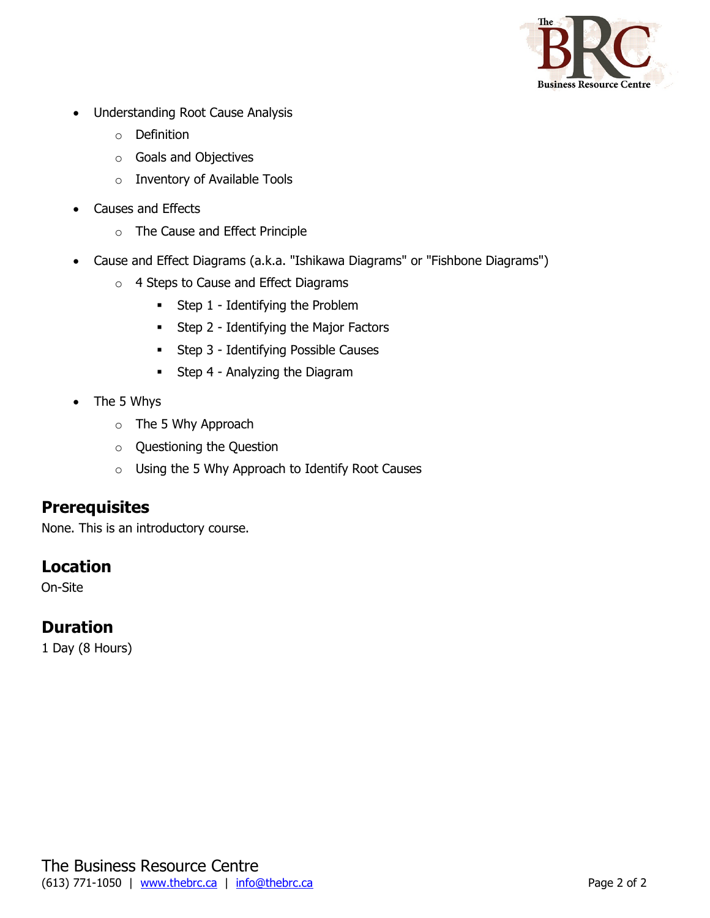- Understanding Root Cause Analysis
    - Definition
    - Goals and Objectives
    - Inventory of Available Tools
- Causes and Effects
    - The Cause and Effect Principle
- Cause and Effect Diagrams (a.k.a. "Ishikawa Diagrams" or "Fishbone Diagrams")
    - 4 Steps to Cause and Effect Diagrams
        - Step 1 - Identifying the Problem
        - Step 2 - Identifying the Major Factors
        - Step 3 - Identifying Possible Causes
        - Step 4 - Analyzing the Diagram
- The 5 Whys
    - The 5 Why Approach
    - Questioning the Question
    - Using the 5 Why Approach to Identify Root Causes

## Prerequisites

None. This is an introductory course.

## Location

On-Site

## Duration

1 Day (8 Hours)